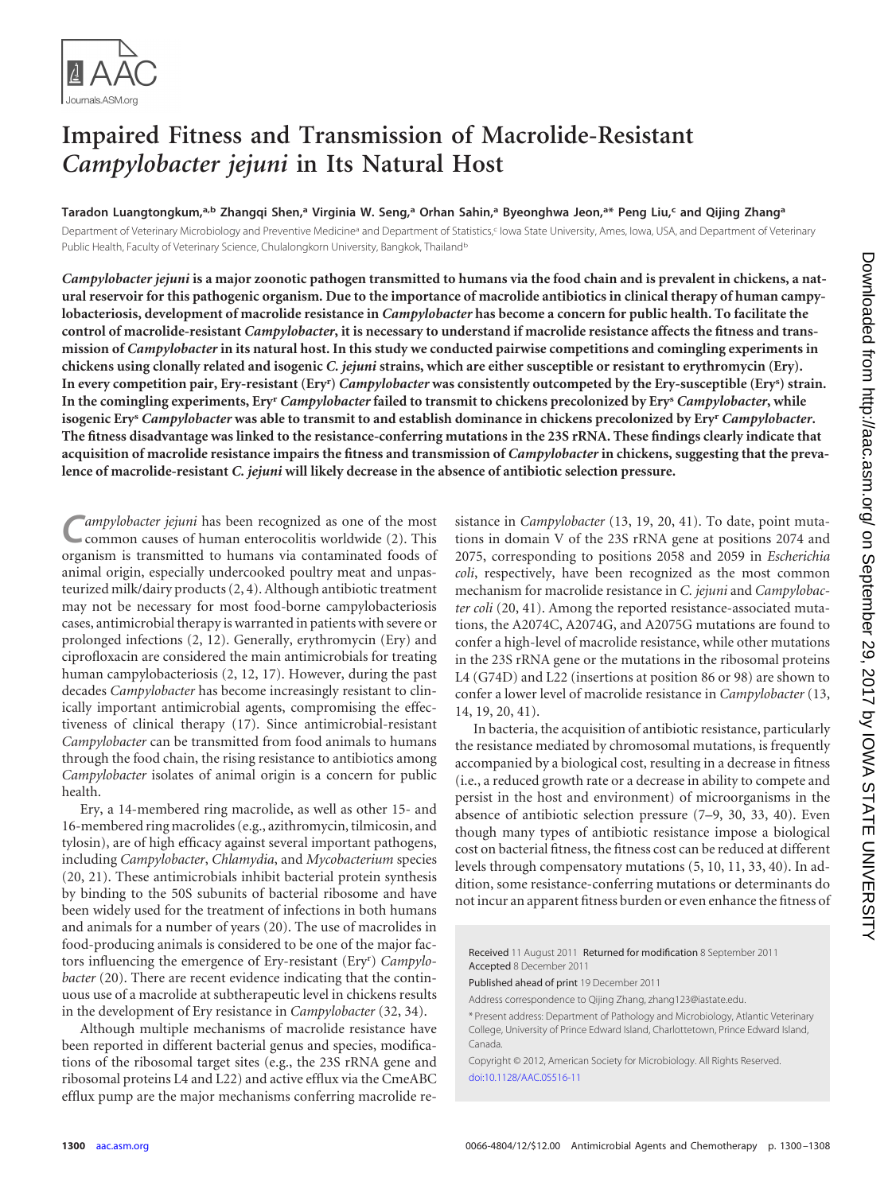# Impaired Fitness and Transmission of Macrolide-Resistant *Campylobacter jejuni* in Its Natural Host

**Taradon Luangtongkum,[a,b] Zhangqi Shen,[a] Virginia W. Seng,[a] Orhan Sahin,[a] Byeonghwa Jeon,[a*] Peng Liu,[c] and Qijing Zhang[a]**

Department of Veterinary Microbiology and Preventive Medicine[a] and Department of Statistics,[c] Iowa State University, Ames, Iowa, USA, and Department of Veterinary Public Health, Faculty of Veterinary Science, Chulalongkorn University, Bangkok, Thailand[b]

***Campylobacter jejuni*** **is a major zoonotic pathogen transmitted to humans via the food chain and is prevalent in chickens, a natural reservoir for this pathogenic organism. Due to the importance of macrolide antibiotics in clinical therapy of human campylobacteriosis, development of macrolide resistance in *Campylobacter* has become a concern for public health. To facilitate the control of macrolide-resistant *Campylobacter*, it is necessary to understand if macrolide resistance affects the fitness and transmission of *Campylobacter* in its natural host. In this study we conducted pairwise competitions and comingling experiments in chickens using clonally related and isogenic *C. jejuni* strains, which are either susceptible or resistant to erythromycin (Ery). In every competition pair, Ery-resistant (Ery$^r$) *Campylobacter* was consistently outcompeted by the Ery-susceptible (Ery$^s$) strain. In the comingling experiments, Ery$^r$ *Campylobacter* failed to transmit to chickens precolonized by Ery$^s$ *Campylobacter*, while isogenic Ery$^s$ *Campylobacter* was able to transmit to and establish dominance in chickens precolonized by Ery$^r$ *Campylobacter*. The fitness disadvantage was linked to the resistance-conferring mutations in the 23S rRNA. These findings clearly indicate that acquisition of macrolide resistance impairs the fitness and transmission of *Campylobacter* in chickens, suggesting that the prevalence of macrolide-resistant *C. jejuni* will likely decrease in the absence of antibiotic selection pressure.**

*Campylobacter jejuni* has been recognized as one of the most common causes of human enterocolitis worldwide (2). This organism is transmitted to humans via contaminated foods of animal origin, especially undercooked poultry meat and unpasteurized milk/dairy products (2, 4). Although antibiotic treatment may not be necessary for most food-borne campylobacteriosis cases, antimicrobial therapy is warranted in patients with severe or prolonged infections (2, 12). Generally, erythromycin (Ery) and ciprofloxacin are considered the main antimicrobials for treating human campylobacteriosis (2, 12, 17). However, during the past decades *Campylobacter* has become increasingly resistant to clinically important antimicrobial agents, compromising the effectiveness of clinical therapy (17). Since antimicrobial-resistant *Campylobacter* can be transmitted from food animals to humans through the food chain, the rising resistance to antibiotics among *Campylobacter* isolates of animal origin is a concern for public health.

Ery, a 14-membered ring macrolide, as well as other 15- and 16-membered ring macrolides (e.g., azithromycin, tilmicosin, and tylosin), are of high efficacy against several important pathogens, including *Campylobacter*, *Chlamydia*, and *Mycobacterium* species (20, 21). These antimicrobials inhibit bacterial protein synthesis by binding to the 50S subunits of bacterial ribosome and have been widely used for the treatment of infections in both humans and animals for a number of years (20). The use of macrolides in food-producing animals is considered to be one of the major factors influencing the emergence of Ery-resistant (Ery$^r$) *Campylobacter* (20). There are recent evidence indicating that the continuous use of a macrolide at subtherapeutic level in chickens results in the development of Ery resistance in *Campylobacter* (32, 34).

Although multiple mechanisms of macrolide resistance have been reported in different bacterial genus and species, modifications of the ribosomal target sites (e.g., the 23S rRNA gene and ribosomal proteins L4 and L22) and active efflux via the CmeABC efflux pump are the major mechanisms conferring macrolide resistance in *Campylobacter* (13, 19, 20, 41). To date, point mutations in domain V of the 23S rRNA gene at positions 2074 and 2075, corresponding to positions 2058 and 2059 in *Escherichia coli*, respectively, have been recognized as the most common mechanism for macrolide resistance in *C. jejuni* and *Campylobacter coli* (20, 41). Among the reported resistance-associated mutations, the A2074C, A2074G, and A2075G mutations are found to confer a high-level of macrolide resistance, while other mutations in the 23S rRNA gene or the mutations in the ribosomal proteins L4 (G74D) and L22 (insertions at position 86 or 98) are shown to confer a lower level of macrolide resistance in *Campylobacter* (13, 14, 19, 20, 41).

In bacteria, the acquisition of antibiotic resistance, particularly the resistance mediated by chromosomal mutations, is frequently accompanied by a biological cost, resulting in a decrease in fitness (i.e., a reduced growth rate or a decrease in ability to compete and persist in the host and environment) of microorganisms in the absence of antibiotic selection pressure (7–9, 30, 33, 40). Even though many types of antibiotic resistance impose a biological cost on bacterial fitness, the fitness cost can be reduced at different levels through compensatory mutations (5, 10, 11, 33, 40). In addition, some resistance-conferring mutations or determinants do not incur an apparent fitness burden or even enhance the fitness of

Received 11 August 2011 Returned for modification 8 September 2011 Accepted 8 December 2011

Published ahead of print 19 December 2011

Address correspondence to Qijing Zhang, zhang123@iastate.edu.

\* Present address: Department of Pathology and Microbiology, Atlantic Veterinary College, University of Prince Edward Island, Charlottetown, Prince Edward Island, Canada.

Copyright © 2012, American Society for Microbiology. All Rights Reserved.

doi:10.1128/AAC.05516-11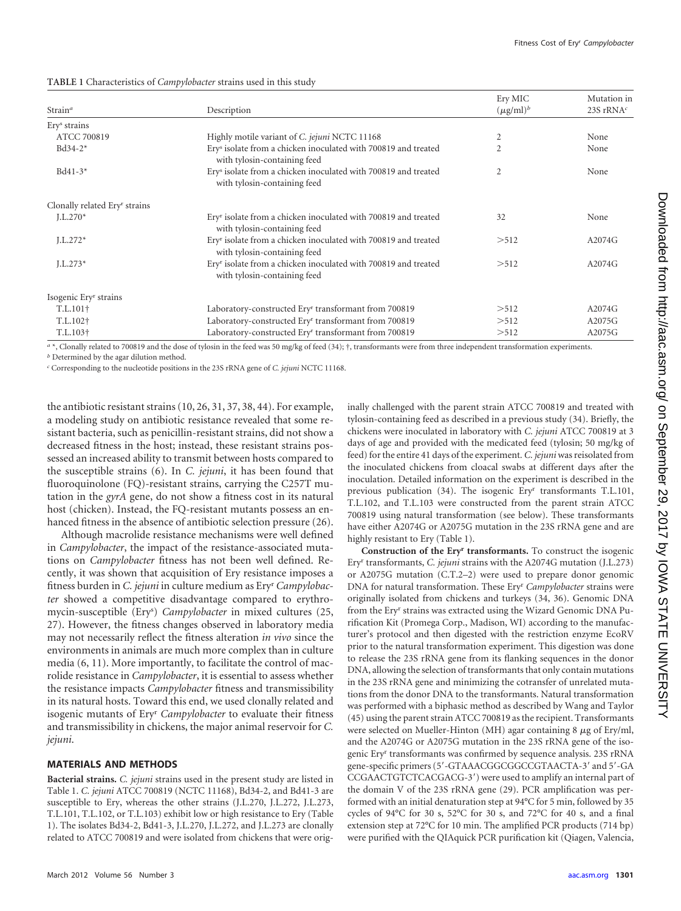**TABLE 1** Characteristics of *Campylobacter* strains used in this study

| Strain[a] | Description | Ery MIC (μg/ml)[b] | Mutation in 23S rRNA[c] |
|---|---|---|---|
| Ery[s] strains | | | |
| ATCC 700819 | Highly motile variant of *C. jejuni* NCTC 11168 | 2 | None |
| Bd34-2* | Ery[s] isolate from a chicken inoculated with 700819 and treated with tylosin-containing feed | 2 | None |
| Bd41-3* | Ery[s] isolate from a chicken inoculated with 700819 and treated with tylosin-containing feed | 2 | None |
| Clonally related Ery[r] strains | | | |
| J.L.270* | Ery[r] isolate from a chicken inoculated with 700819 and treated with tylosin-containing feed | 32 | None |
| J.L.272* | Ery[r] isolate from a chicken inoculated with 700819 and treated with tylosin-containing feed | >512 | A2074G |
| J.L.273* | Ery[r] isolate from a chicken inoculated with 700819 and treated with tylosin-containing feed | >512 | A2074G |
| Isogenic Ery[r] strains | | | |
| T.L.101† | Laboratory-constructed Ery[r] transformant from 700819 | >512 | A2074G |
| T.L.102† | Laboratory-constructed Ery[r] transformant from 700819 | >512 | A2075G |
| T.L.103† | Laboratory-constructed Ery[r] transformant from 700819 | >512 | A2075G |

[a] *, Clonally related to 700819 and the dose of tylosin in the feed was 50 mg/kg of feed (34); †, transformants were from three independent transformation experiments.
[b] Determined by the agar dilution method.
[c] Corresponding to the nucleotide positions in the 23S rRNA gene of *C. jejuni* NCTC 11168.

the antibiotic resistant strains (10, 26, 31, 37, 38, 44). For example, a modeling study on antibiotic resistance revealed that some resistant bacteria, such as penicillin-resistant strains, did not show a decreased fitness in the host; instead, these resistant strains possessed an increased ability to transmit between hosts compared to the susceptible strains (6). In *C. jejuni*, it has been found that fluoroquinolone (FQ)-resistant strains, carrying the C257T mutation in the *gyrA* gene, do not show a fitness cost in its natural host (chicken). Instead, the FQ-resistant mutants possess an enhanced fitness in the absence of antibiotic selection pressure (26).

Although macrolide resistance mechanisms were well defined in *Campylobacter*, the impact of the resistance-associated mutations on *Campylobacter* fitness has not been well defined. Recently, it was shown that acquisition of Ery resistance imposes a fitness burden in *C. jejuni* in culture medium as Ery[r] *Campylobacter* showed a competitive disadvantage compared to erythromycin-susceptible (Ery[s]) *Campylobacter* in mixed cultures (25, 27). However, the fitness changes observed in laboratory media may not necessarily reflect the fitness alteration *in vivo* since the environments in animals are much more complex than in culture media (6, 11). More importantly, to facilitate the control of macrolide resistance in *Campylobacter*, it is essential to assess whether the resistance impacts *Campylobacter* fitness and transmissibility in its natural hosts. Toward this end, we used clonally related and isogenic mutants of Ery[r] *Campylobacter* to evaluate their fitness and transmissibility in chickens, the major animal reservoir for *C. jejuni*.

## MATERIALS AND METHODS

**Bacterial strains.** *C. jejuni* strains used in the present study are listed in Table 1. *C. jejuni* ATCC 700819 (NCTC 11168), Bd34-2, and Bd41-3 are susceptible to Ery, whereas the other strains (J.L.270, J.L.272, J.L.273, T.L.101, T.L.102, or T.L.103) exhibit low or high resistance to Ery (Table 1). The isolates Bd34-2, Bd41-3, J.L.270, J.L.272, and J.L.273 are clonally related to ATCC 700819 and were isolated from chickens that were originally challenged with the parent strain ATCC 700819 and treated with tylosin-containing feed as described in a previous study (34). Briefly, the chickens were inoculated in laboratory with *C. jejuni* ATCC 700819 at 3 days of age and provided with the medicated feed (tylosin; 50 mg/kg of feed) for the entire 41 days of the experiment. *C. jejuni* was reisolated from the inoculated chickens from cloacal swabs at different days after the inoculation. Detailed information on the experiment is described in the previous publication (34). The isogenic Ery[r] transformants T.L.101, T.L.102, and T.L.103 were constructed from the parent strain ATCC 700819 using natural transformation (see below). These transformants have either A2074G or A2075G mutation in the 23S rRNA gene and are highly resistant to Ery (Table 1).

**Construction of the Ery[r] transformants.** To construct the isogenic Ery[r] transformants, *C. jejuni* strains with the A2074G mutation (J.L.273) or A2075G mutation (C.T.2–2) were used to prepare donor genomic DNA for natural transformation. These Ery[r] *Campylobacter* strains were originally isolated from chickens and turkeys (34, 36). Genomic DNA from the Ery[r] strains was extracted using the Wizard Genomic DNA Purification Kit (Promega Corp., Madison, WI) according to the manufacturer's protocol and then digested with the restriction enzyme EcoRV prior to the natural transformation experiment. This digestion was done to release the 23S rRNA gene from its flanking sequences in the donor DNA, allowing the selection of transformants that only contain mutations in the 23S rRNA gene and minimizing the cotransfer of unrelated mutations from the donor DNA to the transformants. Natural transformation was performed with a biphasic method as described by Wang and Taylor (45) using the parent strain ATCC 700819 as the recipient. Transformants were selected on Mueller-Hinton (MH) agar containing 8 μg of Ery/ml, and the A2074G or A2075G mutation in the 23S rRNA gene of the isogenic Ery[r] transformants was confirmed by sequence analysis. 23S rRNA gene-specific primers (5′-GTAAACGGCGGCCGTAACTA-3′ and 5′-GACCGAACTGTCTCACGACG-3′) were used to amplify an internal part of the domain V of the 23S rRNA gene (29). PCR amplification was performed with an initial denaturation step at 94°C for 5 min, followed by 35 cycles of 94°C for 30 s, 52°C for 30 s, and 72°C for 40 s, and a final extension step at 72°C for 10 min. The amplified PCR products (714 bp) were purified with the QIAquick PCR purification kit (Qiagen, Valencia,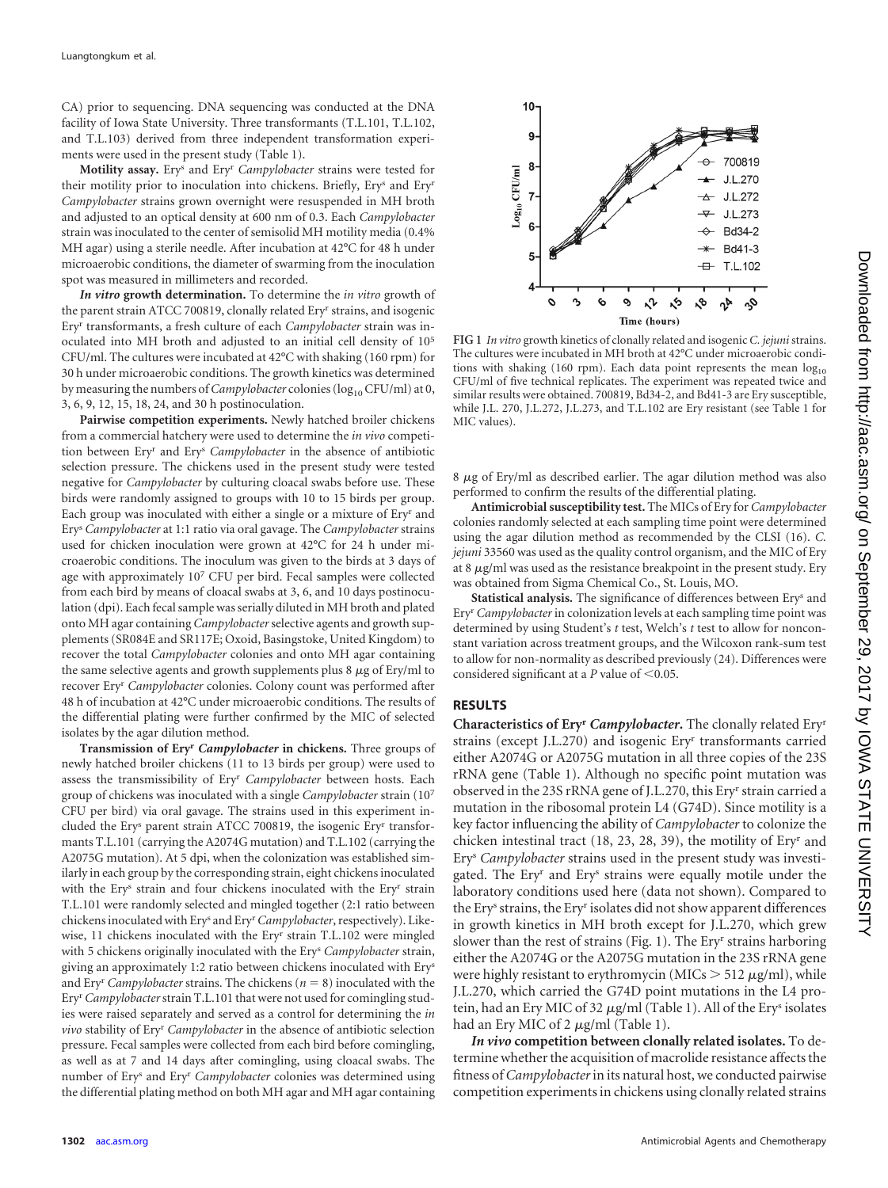CA) prior to sequencing. DNA sequencing was conducted at the DNA facility of Iowa State University. Three transformants (T.L.101, T.L.102, and T.L.103) derived from three independent transformation experiments were used in the present study (Table 1).

**Motility assay.** Ery[s] and Ery[r] *Campylobacter* strains were tested for their motility prior to inoculation into chickens. Briefly, Ery[s] and Ery[r] *Campylobacter* strains grown overnight were resuspended in MH broth and adjusted to an optical density at 600 nm of 0.3. Each *Campylobacter* strain was inoculated to the center of semisolid MH motility media (0.4% MH agar) using a sterile needle. After incubation at 42°C for 48 h under microaerobic conditions, the diameter of swarming from the inoculation spot was measured in millimeters and recorded.

***In vitro* growth determination.** To determine the *in vitro* growth of the parent strain ATCC 700819, clonally related Ery[r] strains, and isogenic Ery[r] transformants, a fresh culture of each *Campylobacter* strain was inoculated into MH broth and adjusted to an initial cell density of $10^5$ CFU/ml. The cultures were incubated at 42°C with shaking (160 rpm) for 30 h under microaerobic conditions. The growth kinetics was determined by measuring the numbers of *Campylobacter* colonies ($\log_{10}$ CFU/ml) at 0, 3, 6, 9, 12, 15, 18, 24, and 30 h postinoculation.

**Pairwise competition experiments.** Newly hatched broiler chickens from a commercial hatchery were used to determine the *in vivo* competition between Ery[r] and Ery[s] *Campylobacter* in the absence of antibiotic selection pressure. The chickens used in the present study were tested negative for *Campylobacter* by culturing cloacal swabs before use. These birds were randomly assigned to groups with 10 to 15 birds per group. Each group was inoculated with either a single or a mixture of Ery[r] and Ery[s] *Campylobacter* at 1:1 ratio via oral gavage. The *Campylobacter* strains used for chicken inoculation were grown at 42°C for 24 h under microaerobic conditions. The inoculum was given to the birds at 3 days of age with approximately $10^7$ CFU per bird. Fecal samples were collected from each bird by means of cloacal swabs at 3, 6, and 10 days postinoculation (dpi). Each fecal sample was serially diluted in MH broth and plated onto MH agar containing *Campylobacter* selective agents and growth supplements (SR084E and SR117E; Oxoid, Basingstoke, United Kingdom) to recover the total *Campylobacter* colonies and onto MH agar containing the same selective agents and growth supplements plus 8 μg of Ery/ml to recover Ery[r] *Campylobacter* colonies. Colony count was performed after 48 h of incubation at 42°C under microaerobic conditions. The results of the differential plating were further confirmed by the MIC of selected isolates by the agar dilution method.

**Transmission of Ery[r] *Campylobacter* in chickens.** Three groups of newly hatched broiler chickens (11 to 13 birds per group) were used to assess the transmissibility of Ery[r] *Campylobacter* between hosts. Each group of chickens was inoculated with a single *Campylobacter* strain ($10^7$ CFU per bird) via oral gavage. The strains used in this experiment included the Ery[s] parent strain ATCC 700819, the isogenic Ery[r] transformants T.L.101 (carrying the A2074G mutation) and T.L.102 (carrying the A2075G mutation). At 5 dpi, when the colonization was established similarly in each group by the corresponding strain, eight chickens inoculated with the Ery[s] strain and four chickens inoculated with the Ery[r] strain T.L.101 were randomly selected and mingled together (2:1 ratio between chickens inoculated with Ery[s] and Ery[r] *Campylobacter*, respectively). Likewise, 11 chickens inoculated with the Ery[r] strain T.L.102 were mingled with 5 chickens originally inoculated with the Ery[s] *Campylobacter* strain, giving an approximately 1:2 ratio between chickens inoculated with Ery[s] and Ery[r] *Campylobacter* strains. The chickens ($n = 8$) inoculated with the Ery[r] *Campylobacter* strain T.L.101 that were not used for comingling studies were raised separately and served as a control for determining the *in vivo* stability of Ery[r] *Campylobacter* in the absence of antibiotic selection pressure. Fecal samples were collected from each bird before comingling, as well as at 7 and 14 days after comingling, using cloacal swabs. The number of Ery[s] and Ery[r] *Campylobacter* colonies was determined using the differential plating method on both MH agar and MH agar containing 8 μg of Ery/ml as described earlier. The agar dilution method was also performed to confirm the results of the differential plating.

FIG 1 *In vitro* growth kinetics of clonally related and isogenic *C. jejuni* strains. The cultures were incubated in MH broth at 42°C under microaerobic conditions with shaking (160 rpm). Each data point represents the mean $\log_{10}$ CFU/ml of five technical replicates. The experiment was repeated twice and similar results were obtained. 700819, Bd34-2, and Bd41-3 are Ery susceptible, while J.L. 270, J.L.272, J.L.273, and T.L.102 are Ery resistant (see Table 1 for MIC values).

**Antimicrobial susceptibility test.** The MICs of Ery for *Campylobacter* colonies randomly selected at each sampling time point were determined using the agar dilution method as recommended by the CLSI (16). *C. jejuni* 33560 was used as the quality control organism, and the MIC of Ery at 8 μg/ml was used as the resistance breakpoint in the present study. Ery was obtained from Sigma Chemical Co., St. Louis, MO.

**Statistical analysis.** The significance of differences between Ery[s] and Ery[r] *Campylobacter* in colonization levels at each sampling time point was determined by using Student's *t* test, Welch's *t* test to allow for nonconstant variation across treatment groups, and the Wilcoxon rank-sum test to allow for non-normality as described previously (24). Differences were considered significant at a *P* value of $<0.05$.

## RESULTS

**Characteristics of Ery[r] *Campylobacter*.** The clonally related Ery[r] strains (except J.L.270) and isogenic Ery[r] transformants carried either A2074G or A2075G mutation in all three copies of the 23S rRNA gene (Table 1). Although no specific point mutation was observed in the 23S rRNA gene of J.L.270, this Ery[r] strain carried a mutation in the ribosomal protein L4 (G74D). Since motility is a key factor influencing the ability of *Campylobacter* to colonize the chicken intestinal tract (18, 23, 28, 39), the motility of Ery[r] and Ery[s] *Campylobacter* strains used in the present study was investigated. The Ery[r] and Ery[s] strains were equally motile under the laboratory conditions used here (data not shown). Compared to the Ery[s] strains, the Ery[r] isolates did not show apparent differences in growth kinetics in MH broth except for J.L.270, which grew slower than the rest of strains (Fig. 1). The Ery[r] strains harboring either the A2074G or the A2075G mutation in the 23S rRNA gene were highly resistant to erythromycin (MICs > 512 μg/ml), while J.L.270, which carried the G74D point mutations in the L4 protein, had an Ery MIC of 32 μg/ml (Table 1). All of the Ery[s] isolates had an Ery MIC of 2 μg/ml (Table 1).

***In vivo* competition between clonally related isolates.** To determine whether the acquisition of macrolide resistance affects the fitness of *Campylobacter* in its natural host, we conducted pairwise competition experiments in chickens using clonally related strains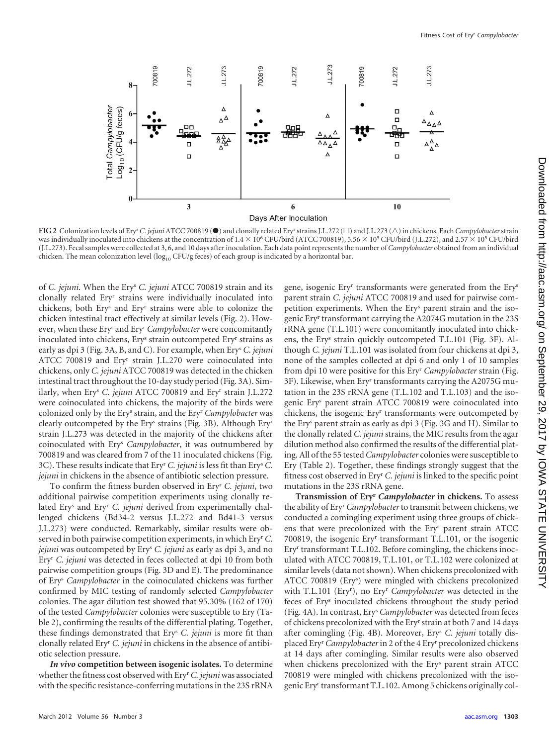FIG 2 Colonization levels of Ery[s] *C. jejuni* ATCC 700819 (●) and clonally related Ery[r] strains J.L.272 (□) and J.L.273 (△) in chickens. Each *Campylobacter* strain was individually inoculated into chickens at the concentration of $1.4 \times 10^6$ CFU/bird (ATCC 700819), $5.56 \times 10^5$ CFU/bird (J.L.272), and $2.57 \times 10^5$ CFU/bird (J.L.273). Fecal samples were collected at 3, 6, and 10 days after inoculation. Each data point represents the number of *Campylobacter* obtained from an individual chicken. The mean colonization level ($\log_{10}$ CFU/g feces) of each group is indicated by a horizontal bar.

of *C. jejuni*. When the Ery[s] *C. jejuni* ATCC 700819 strain and its clonally related Ery[r] strains were individually inoculated into chickens, both Ery[s] and Ery[r] strains were able to colonize the chicken intestinal tract effectively at similar levels (Fig. 2). However, when these Ery[s] and Ery[r] *Campylobacter* were concomitantly inoculated into chickens, Ery[s] strain outcompeted Ery[r] strains as early as dpi 3 (Fig. 3A, B, and C). For example, when Ery[s] *C. jejuni* ATCC 700819 and Ery[r] strain J.L.270 were coinoculated into chickens, only *C. jejuni* ATCC 700819 was detected in the chicken intestinal tract throughout the 10-day study period (Fig. 3A). Similarly, when Ery[s] *C. jejuni* ATCC 700819 and Ery[r] strain J.L.272 were coinoculated into chickens, the majority of the birds were colonized only by the Ery[s] strain, and the Ery[r] *Campylobacter* was clearly outcompeted by the Ery[s] strains (Fig. 3B). Although Ery[r] strain J.L.273 was detected in the majority of the chickens after coinoculated with Ery[s] *Campylobacter*, it was outnumbered by 700819 and was cleared from 7 of the 11 inoculated chickens (Fig. 3C). These results indicate that Ery[r] *C. jejuni* is less fit than Ery[s] *C. jejuni* in chickens in the absence of antibiotic selection pressure.

To confirm the fitness burden observed in Ery[r] *C. jejuni*, two additional pairwise competition experiments using clonally related Ery[s] and Ery[r] *C. jejuni* derived from experimentally challenged chickens (Bd34-2 versus J.L.272 and Bd41-3 versus J.L.273) were conducted. Remarkably, similar results were observed in both pairwise competition experiments, in which Ery[r] *C. jejuni* was outcompeted by Ery[s] *C. jejuni* as early as dpi 3, and no Ery[r] *C. jejuni* was detected in feces collected at dpi 10 from both pairwise competition groups (Fig. 3D and E). The predominance of Ery[s] *Campylobacter* in the coinoculated chickens was further confirmed by MIC testing of randomly selected *Campylobacter* colonies. The agar dilution test showed that 95.30% (162 of 170) of the tested *Campylobacter* colonies were susceptible to Ery (Table 2), confirming the results of the differential plating. Together, these findings demonstrated that Ery[s] *C. jejuni* is more fit than clonally related Ery[r] *C. jejuni* in chickens in the absence of antibiotic selection pressure.

***In vivo* competition between isogenic isolates.** To determine whether the fitness cost observed with Ery[r] *C. jejuni* was associated with the specific resistance-conferring mutations in the 23S rRNA gene, isogenic Ery[r] transformants were generated from the Ery[s] parent strain *C. jejuni* ATCC 700819 and used for pairwise competition experiments. When the Ery[s] parent strain and the isogenic Ery[r] transformant carrying the A2074G mutation in the 23S rRNA gene (T.L.101) were concomitantly inoculated into chickens, the Ery[s] strain quickly outcompeted T.L.101 (Fig. 3F). Although *C. jejuni* T.L.101 was isolated from four chickens at dpi 3, none of the samples collected at dpi 6 and only 1 of 10 samples from dpi 10 were positive for this Ery[r] *Campylobacter* strain (Fig. 3F). Likewise, when Ery[r] transformants carrying the A2075G mutation in the 23S rRNA gene (T.L.102 and T.L.103) and the isogenic Ery[s] parent strain ATCC 700819 were coinoculated into chickens, the isogenic Ery[r] transformants were outcompeted by the Ery[s] parent strain as early as dpi 3 (Fig. 3G and H). Similar to the clonally related *C. jejuni* strains, the MIC results from the agar dilution method also confirmed the results of the differential plating. All of the 55 tested *Campylobacter* colonies were susceptible to Ery (Table 2). Together, these findings strongly suggest that the fitness cost observed in Ery[r] *C. jejuni* is linked to the specific point mutations in the 23S rRNA gene.

**Transmission of Ery[r] *Campylobacter* in chickens.** To assess the ability of Ery[r] *Campylobacter* to transmit between chickens, we conducted a comingling experiment using three groups of chickens that were precolonized with the Ery[s] parent strain ATCC 700819, the isogenic Ery[r] transformant T.L.101, or the isogenic Ery[r] transformant T.L.102. Before comingling, the chickens inoculated with ATCC 700819, T.L.101, or T.L.102 were colonized at similar levels (data not shown). When chickens precolonized with ATCC 700819 (Ery[s]) were mingled with chickens precolonized with T.L.101 (Ery[r]), no Ery[r] *Campylobacter* was detected in the feces of Ery[s] inoculated chickens throughout the study period (Fig. 4A). In contrast, Ery[s] *Campylobacter* was detected from feces of chickens precolonized with the Ery[r] strain at both 7 and 14 days after comingling (Fig. 4B). Moreover, Ery[s] *C. jejuni* totally displaced Ery[r] *Campylobacter* in 2 of the 4 Ery[r] precolonized chickens at 14 days after comingling. Similar results were also observed when chickens precolonized with the Ery[s] parent strain ATCC 700819 were mingled with chickens precolonized with the isogenic Ery[r] transformant T.L.102. Among 5 chickens originally col-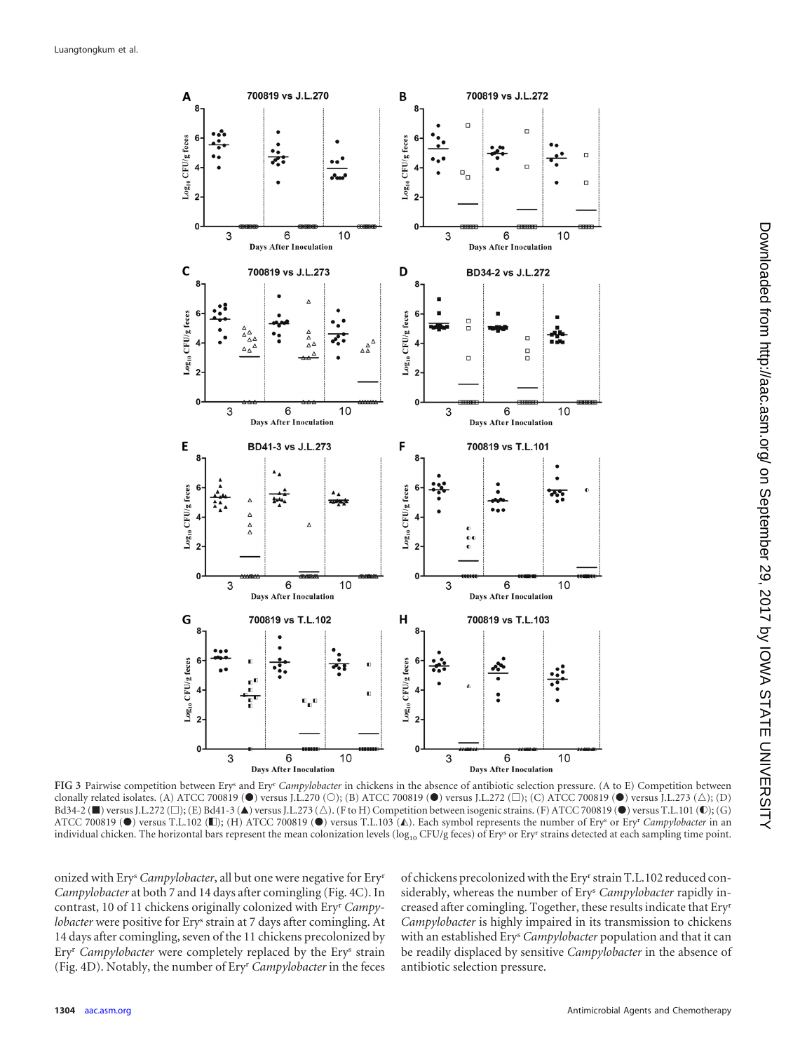FIG 3 Pairwise competition between Ery[s] and Ery[r] *Campylobacter* in chickens in the absence of antibiotic selection pressure. (A to E) Competition between clonally related isolates. (A) ATCC 700819 (●) versus J.L.270 (○); (B) ATCC 700819 (●) versus J.L.272 (□); (C) ATCC 700819 (●) versus J.L.273 (△); (D) Bd34-2 (■) versus J.L.272 (□); (E) Bd41-3 (▲) versus J.L.273 (△). (F to H) Competition between isogenic strains. (F) ATCC 700819 (●) versus T.L.101 (◐); (G) ATCC 700819 (●) versus T.L.102 (◧); (H) ATCC 700819 (●) versus T.L.103 (◭). Each symbol represents the number of Ery[s] or Ery[r] *Campylobacter* in an individual chicken. The horizontal bars represent the mean colonization levels ($\log_{10}$ CFU/g feces) of Ery[s] or Ery[r] strains detected at each sampling time point.

onized with Ery[s] *Campylobacter*, all but one were negative for Ery[r] *Campylobacter* at both 7 and 14 days after comingling (Fig. 4C). In contrast, 10 of 11 chickens originally colonized with Ery[r] *Campylobacter* were positive for Ery[s] strain at 7 days after comingling. At 14 days after comingling, seven of the 11 chickens precolonized by Ery[r] *Campylobacter* were completely replaced by the Ery[s] strain (Fig. 4D). Notably, the number of Ery[r] *Campylobacter* in the feces of chickens precolonized with the Ery[r] strain T.L.102 reduced considerably, whereas the number of Ery[s] *Campylobacter* rapidly increased after comingling. Together, these results indicate that Ery[r] *Campylobacter* is highly impaired in its transmission to chickens with an established Ery[s] *Campylobacter* population and that it can be readily displaced by sensitive *Campylobacter* in the absence of antibiotic selection pressure.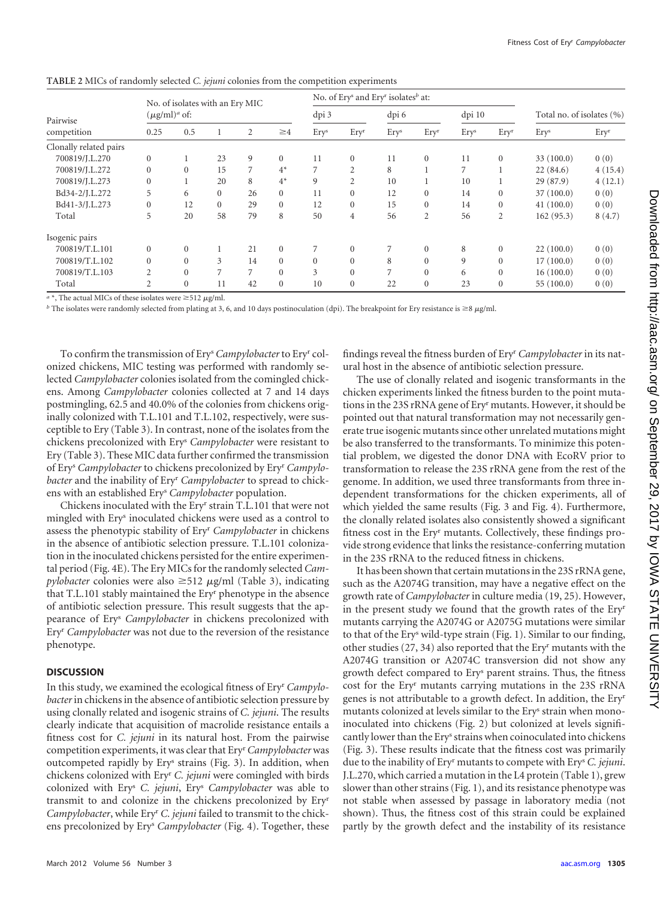**TABLE 2** MICs of randomly selected *C. jejuni* colonies from the competition experiments

| Pairwise competition | No. of isolates with an Ery MIC (μg/ml)[a] of: | | | | | No. of Ery[s] and Ery[r] isolates[b] at: | | | | | | Total no. of isolates (%) | |
|---|---|---|---|---|---|---|---|---|---|---|---|---|---|
| | | | | | | dpi 3 | | dpi 6 | | dpi 10 | | | |
| | 0.25 | 0.5 | 1 | 2 | ≥4 | Ery[s] | Ery[r] | Ery[s] | Ery[r] | Ery[s] | Ery[r] | Ery[s] | Ery[r] |
| Clonally related pairs | | | | | | | | | | | | | |
| 700819/J.L.270 | 0 | 1 | 23 | 9 | 0 | 11 | 0 | 11 | 0 | 11 | 0 | 33 (100.0) | 0 (0) |
| 700819/J.L.272 | 0 | 0 | 15 | 7 | 4* | 7 | 2 | 8 | 1 | 7 | 1 | 22 (84.6) | 4 (15.4) |
| 700819/J.L.273 | 0 | 1 | 20 | 8 | 4* | 9 | 2 | 10 | 1 | 10 | 1 | 29 (87.9) | 4 (12.1) |
| Bd34-2/J.L.272 | 5 | 6 | 0 | 26 | 0 | 11 | 0 | 12 | 0 | 14 | 0 | 37 (100.0) | 0 (0) |
| Bd41-3/J.L.273 | 0 | 12 | 0 | 29 | 0 | 12 | 0 | 15 | 0 | 14 | 0 | 41 (100.0) | 0 (0) |
| Total | 5 | 20 | 58 | 79 | 8 | 50 | 4 | 56 | 2 | 56 | 2 | 162 (95.3) | 8 (4.7) |
| Isogenic pairs | | | | | | | | | | | | | |
| 700819/T.L.101 | 0 | 0 | 1 | 21 | 0 | 7 | 0 | 7 | 0 | 8 | 0 | 22 (100.0) | 0 (0) |
| 700819/T.L.102 | 0 | 0 | 3 | 14 | 0 | 0 | 0 | 8 | 0 | 9 | 0 | 17 (100.0) | 0 (0) |
| 700819/T.L.103 | 2 | 0 | 7 | 7 | 0 | 3 | 0 | 7 | 0 | 6 | 0 | 16 (100.0) | 0 (0) |
| Total | 2 | 0 | 11 | 42 | 0 | 10 | 0 | 22 | 0 | 23 | 0 | 55 (100.0) | 0 (0) |

[a] *, The actual MICs of these isolates were ≥512 μg/ml.

[b] The isolates were randomly selected from plating at 3, 6, and 10 days postinoculation (dpi). The breakpoint for Ery resistance is ≥8 μg/ml.

To confirm the transmission of Ery[s] *Campylobacter* to Ery[r] colonized chickens, MIC testing was performed with randomly selected *Campylobacter* colonies isolated from the comingled chickens. Among *Campylobacter* colonies collected at 7 and 14 days postmingling, 62.5 and 40.0% of the colonies from chickens originally colonized with T.L.101 and T.L.102, respectively, were susceptible to Ery (Table 3). In contrast, none of the isolates from the chickens precolonized with Ery[s] *Campylobacter* were resistant to Ery (Table 3). These MIC data further confirmed the transmission of Ery[s] *Campylobacter* to chickens precolonized by Ery[r] *Campylobacter* and the inability of Ery[r] *Campylobacter* to spread to chickens with an established Ery[s] *Campylobacter* population.

Chickens inoculated with the Ery[r] strain T.L.101 that were not mingled with Ery[s] inoculated chickens were used as a control to assess the phenotypic stability of Ery[r] *Campylobacter* in chickens in the absence of antibiotic selection pressure. T.L.101 colonization in the inoculated chickens persisted for the entire experimental period (Fig. 4E). The Ery MICs for the randomly selected *Campylobacter* colonies were also ≥512 μg/ml (Table 3), indicating that T.L.101 stably maintained the Ery[r] phenotype in the absence of antibiotic selection pressure. This result suggests that the appearance of Ery[s] *Campylobacter* in chickens precolonized with Ery[r] *Campylobacter* was not due to the reversion of the resistance phenotype.

## DISCUSSION

In this study, we examined the ecological fitness of Ery[r] *Campylobacter* in chickens in the absence of antibiotic selection pressure by using clonally related and isogenic strains of *C. jejuni*. The results clearly indicate that acquisition of macrolide resistance entails a fitness cost for *C. jejuni* in its natural host. From the pairwise competition experiments, it was clear that Ery[r] *Campylobacter* was outcompeted rapidly by Ery[s] strains (Fig. 3). In addition, when chickens colonized with Ery[r] *C. jejuni* were comingled with birds colonized with Ery[s] *C. jejuni*, Ery[s] *Campylobacter* was able to transmit to and colonize in the chickens precolonized by Ery[r] *Campylobacter*, while Ery[r] *C. jejuni* failed to transmit to the chickens precolonized by Ery[s] *Campylobacter* (Fig. 4). Together, these findings reveal the fitness burden of Ery[r] *Campylobacter* in its natural host in the absence of antibiotic selection pressure.

The use of clonally related and isogenic transformants in the chicken experiments linked the fitness burden to the point mutations in the 23S rRNA gene of Ery[r] mutants. However, it should be pointed out that natural transformation may not necessarily generate true isogenic mutants since other unrelated mutations might be also transferred to the transformants. To minimize this potential problem, we digested the donor DNA with EcoRV prior to transformation to release the 23S rRNA gene from the rest of the genome. In addition, we used three transformants from three independent transformations for the chicken experiments, all of which yielded the same results (Fig. 3 and Fig. 4). Furthermore, the clonally related isolates also consistently showed a significant fitness cost in the Ery[r] mutants. Collectively, these findings provide strong evidence that links the resistance-conferring mutation in the 23S rRNA to the reduced fitness in chickens.

It has been shown that certain mutations in the 23S rRNA gene, such as the A2074G transition, may have a negative effect on the growth rate of *Campylobacter* in culture media (19, 25). However, in the present study we found that the growth rates of the Ery[r] mutants carrying the A2074G or A2075G mutations were similar to that of the Ery[s] wild-type strain (Fig. 1). Similar to our finding, other studies (27, 34) also reported that the Ery[r] mutants with the A2074G transition or A2074C transversion did not show any growth defect compared to Ery[s] parent strains. Thus, the fitness cost for the Ery[r] mutants carrying mutations in the 23S rRNA genes is not attributable to a growth defect. In addition, the Ery[r] mutants colonized at levels similar to the Ery[s] strain when monoinoculated into chickens (Fig. 2) but colonized at levels significantly lower than the Ery[s] strains when coinoculated into chickens (Fig. 3). These results indicate that the fitness cost was primarily due to the inability of Ery[r] mutants to compete with Ery[s] *C. jejuni*. J.L.270, which carried a mutation in the L4 protein (Table 1), grew slower than other strains (Fig. 1), and its resistance phenotype was not stable when assessed by passage in laboratory media (not shown). Thus, the fitness cost of this strain could be explained partly by the growth defect and the instability of its resistance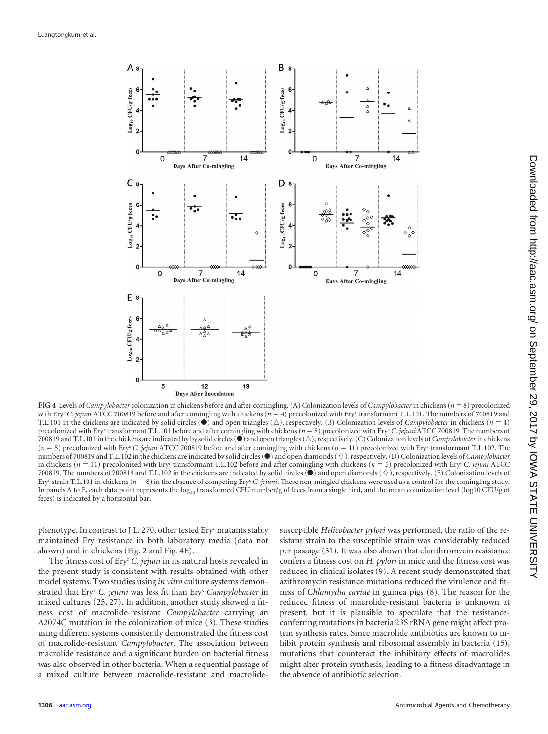**FIG 4** Levels of *Campylobacter* colonization in chickens before and after comingling. (A) Colonization levels of *Campylobacter* in chickens ($n = 8$) precolonized with Ery[s] *C. jejuni* ATCC 700819 before and after comingling with chickens ($n = 4$) precolonized with Ery[r] transformant T.L.101. The numbers of 700819 and T.L.101 in the chickens are indicated by solid circles (●) and open triangles (△), respectively. (B) Colonization levels of *Campylobacter* in chickens ($n = 4$) precolonized with Ery[r] transformant T.L.101 before and after comingling with chickens ($n = 8$) precolonized with Ery[s] *C. jejuni* ATCC 700819. The numbers of 700819 and T.L.101 in the chickens are indicated by solid circles (●) and open triangles (△), respectively. (C) Colonization levels of *Campylobacter* in chickens ($n = 5$) precolonized with Ery[s] *C. jejuni* ATCC 700819 before and after comingling with chickens ($n = 11$) precolonized with Ery[r] transformant T.L.102. The numbers of 700819 and T.L.102 in the chickens are indicated by solid circles (●) and open diamonds (◇), respectively. (D) Colonization levels of *Campylobacter* in chickens ($n = 11$) precolonized with Ery[r] transformant T.L.102 before and after comingling with chickens ($n = 5$) precolonized with Ery[s] *C. jejuni* ATCC 700819. The numbers of 700819 and T.L.102 in the chickens are indicated by solid circles (●) and open diamonds (◇), respectively. (E) Colonization levels of Ery[r] strain T.L.101 in chickens ($n = 8$) in the absence of competing Ery[s] *C. jejuni*. These non-mingled chickens were used as a control for the comingling study. In panels A to E, each data point represents the $\log_{10}$ transformed CFU number/g of feces from a single bird, and the mean colonization level (log10 CFU/g of feces) is indicated by a horizontal bar.

phenotype. In contrast to J.L. 270, other tested Ery[r] mutants stably maintained Ery resistance in both laboratory media (data not shown) and in chickens (Fig. 2 and Fig. 4E).

The fitness cost of Ery[r] *C. jejuni* in its natural hosts revealed in the present study is consistent with results obtained with other model systems. Two studies using *in vitro* culture systems demonstrated that Ery[r] *C. jejuni* was less fit than Ery[s] *Campylobacter* in mixed cultures (25, 27). In addition, another study showed a fitness cost of macrolide-resistant *Campylobacter* carrying an A2074C mutation in the colonization of mice (3). These studies using different systems consistently demonstrated the fitness cost of macrolide-resistant *Campylobacter*. The association between macrolide resistance and a significant burden on bacterial fitness was also observed in other bacteria. When a sequential passage of a mixed culture between macrolide-resistant and macrolide-susceptible *Helicobacter pylori* was performed, the ratio of the resistant strain to the susceptible strain was considerably reduced per passage (31). It was also shown that clarithromycin resistance confers a fitness cost on *H. pylori* in mice and the fitness cost was reduced in clinical isolates (9). A recent study demonstrated that azithromycin resistance mutations reduced the virulence and fitness of *Chlamydia caviae* in guinea pigs (8). The reason for the reduced fitness of macrolide-resistant bacteria is unknown at present, but it is plausible to speculate that the resistance-conferring mutations in bacteria 23S rRNA gene might affect protein synthesis rates. Since macrolide antibiotics are known to inhibit protein synthesis and ribosomal assembly in bacteria (15), mutations that counteract the inhibitory effects of macrolides might alter protein synthesis, leading to a fitness disadvantage in the absence of antibiotic selection.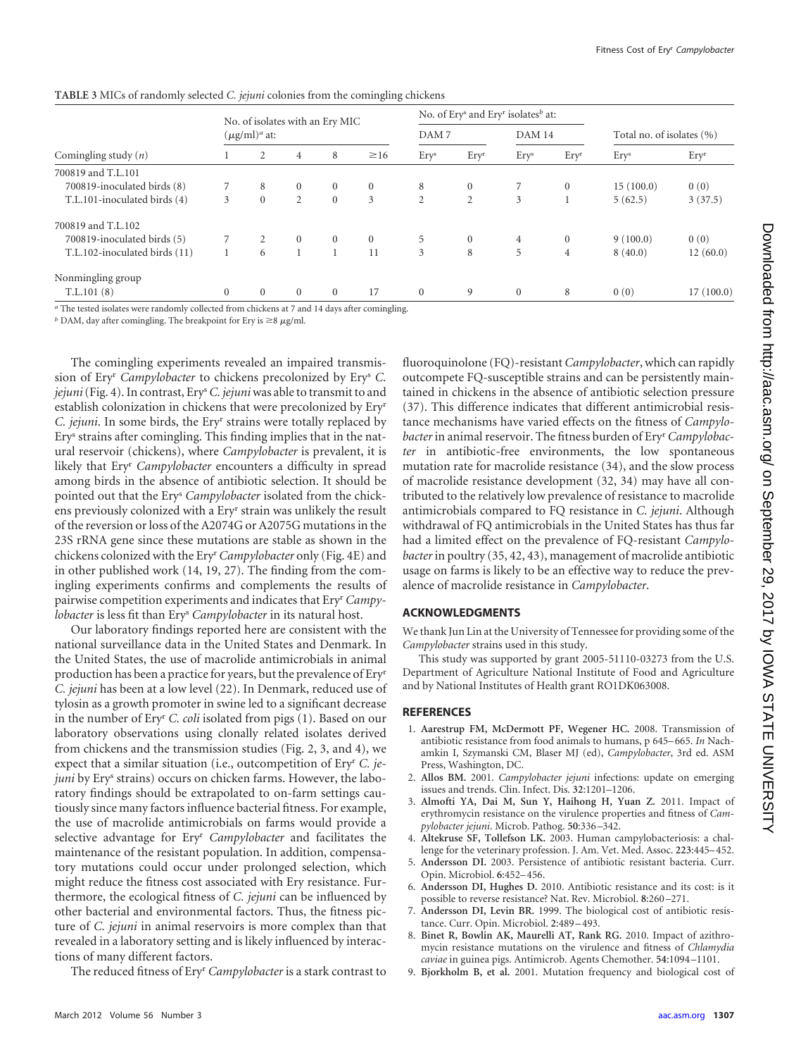**TABLE 3** MICs of randomly selected *C. jejuni* colonies from the comingling chickens

| Comingling study (*n*) | No. of isolates with an Ery MIC (μg/ml)[a] at: | | | | | No. of Ery[s] and Ery[r] isolates[b] at: | | | | Total no. of isolates (%) | |
|---|---|---|---|---|---|---|---|---|---|---|---|
| | | | | | | DAM 7 | | DAM 14 | | | |
| | 1 | 2 | 4 | 8 | ≥16 | Ery[s] | Ery[r] | Ery[s] | Ery[r] | Ery[s] | Ery[r] |
| 700819 and T.L.101 | | | | | | | | | | | |
| 700819-inoculated birds (8) | 7 | 8 | 0 | 0 | 0 | 8 | 0 | 7 | 0 | 15 (100.0) | 0 (0) |
| T.L.101-inoculated birds (4) | 3 | 0 | 2 | 0 | 3 | 2 | 2 | 3 | 1 | 5 (62.5) | 3 (37.5) |
| 700819 and T.L.102 | | | | | | | | | | | |
| 700819-inoculated birds (5) | 7 | 2 | 0 | 0 | 0 | 5 | 0 | 4 | 0 | 9 (100.0) | 0 (0) |
| T.L.102-inoculated birds (11) | 1 | 6 | 1 | 1 | 11 | 3 | 8 | 5 | 4 | 8 (40.0) | 12 (60.0) |
| Nonmingling group | | | | | | | | | | | |
| T.L.101 (8) | 0 | 0 | 0 | 0 | 17 | 0 | 9 | 0 | 8 | 0 (0) | 17 (100.0) |

[a] The tested isolates were randomly collected from chickens at 7 and 14 days after comingling.
[b] DAM, day after comingling. The breakpoint for Ery is ≥8 μg/ml.

The comingling experiments revealed an impaired transmission of Ery[r] *Campylobacter* to chickens precolonized by Ery[s] *C. jejuni* (Fig. 4). In contrast, Ery[s] *C. jejuni* was able to transmit to and establish colonization in chickens that were precolonized by Ery[r] *C. jejuni*. In some birds, the Ery[r] strains were totally replaced by Ery[s] strains after comingling. This finding implies that in the natural reservoir (chickens), where *Campylobacter* is prevalent, it is likely that Ery[r] *Campylobacter* encounters a difficulty in spread among birds in the absence of antibiotic selection. It should be pointed out that the Ery[s] *Campylobacter* isolated from the chickens previously colonized with a Ery[r] strain was unlikely the result of the reversion or loss of the A2074G or A2075G mutations in the 23S rRNA gene since these mutations are stable as shown in the chickens colonized with the Ery[r] *Campylobacter* only (Fig. 4E) and in other published work (14, 19, 27). The finding from the comingling experiments confirms and complements the results of pairwise competition experiments and indicates that Ery[r] *Campylobacter* is less fit than Ery[s] *Campylobacter* in its natural host.

Our laboratory findings reported here are consistent with the national surveillance data in the United States and Denmark. In the United States, the use of macrolide antimicrobials in animal production has been a practice for years, but the prevalence of Ery[r] *C. jejuni* has been at a low level (22). In Denmark, reduced use of tylosin as a growth promoter in swine led to a significant decrease in the number of Ery[r] *C. coli* isolated from pigs (1). Based on our laboratory observations using clonally related isolates derived from chickens and the transmission studies (Fig. 2, 3, and 4), we expect that a similar situation (i.e., outcompetition of Ery[r] *C. jejuni* by Ery[s] strains) occurs on chicken farms. However, the laboratory findings should be extrapolated to on-farm settings cautiously since many factors influence bacterial fitness. For example, the use of macrolide antimicrobials on farms would provide a selective advantage for Ery[r] *Campylobacter* and facilitates the maintenance of the resistant population. In addition, compensatory mutations could occur under prolonged selection, which might reduce the fitness cost associated with Ery resistance. Furthermore, the ecological fitness of *C. jejuni* can be influenced by other bacterial and environmental factors. Thus, the fitness picture of *C. jejuni* in animal reservoirs is more complex than that revealed in a laboratory setting and is likely influenced by interactions of many different factors.

The reduced fitness of Ery[r] *Campylobacter* is a stark contrast to fluoroquinolone (FQ)-resistant *Campylobacter*, which can rapidly outcompete FQ-susceptible strains and can be persistently maintained in chickens in the absence of antibiotic selection pressure (37). This difference indicates that different antimicrobial resistance mechanisms have varied effects on the fitness of *Campylobacter* in animal reservoir. The fitness burden of Ery[r] *Campylobacter* in antibiotic-free environments, the low spontaneous mutation rate for macrolide resistance (34), and the slow process of macrolide resistance development (32, 34) may have all contributed to the relatively low prevalence of resistance to macrolide antimicrobials compared to FQ resistance in *C. jejuni*. Although withdrawal of FQ antimicrobials in the United States has thus far had a limited effect on the prevalence of FQ-resistant *Campylobacter* in poultry (35, 42, 43), management of macrolide antibiotic usage on farms is likely to be an effective way to reduce the prevalence of macrolide resistance in *Campylobacter*.

## ACKNOWLEDGMENTS

We thank Jun Lin at the University of Tennessee for providing some of the *Campylobacter* strains used in this study.

This study was supported by grant 2005-51110-03273 from the U.S. Department of Agriculture National Institute of Food and Agriculture and by National Institutes of Health grant RO1DK063008.

## REFERENCES

1. **Aarestrup FM, McDermott PF, Wegener HC.** 2008. Transmission of antibiotic resistance from food animals to humans, p 645–665. *In* Nachamkin I, Szymanski CM, Blaser MJ (ed), *Campylobacter*, 3rd ed. ASM Press, Washington, DC.
2. **Allos BM.** 2001. *Campylobacter jejuni* infections: update on emerging issues and trends. Clin. Infect. Dis. **32**:1201–1206.
3. **Almofti YA, Dai M, Sun Y, Haihong H, Yuan Z.** 2011. Impact of erythromycin resistance on the virulence properties and fitness of *Campylobacter jejuni*. Microb. Pathog. **50**:336–342.
4. **Altekruse SF, Tollefson LK.** 2003. Human campylobacteriosis: a challenge for the veterinary profession. J. Am. Vet. Med. Assoc. **223**:445–452.
5. **Andersson DI.** 2003. Persistence of antibiotic resistant bacteria. Curr. Opin. Microbiol. **6**:452–456.
6. **Andersson DI, Hughes D.** 2010. Antibiotic resistance and its cost: is it possible to reverse resistance? Nat. Rev. Microbiol. **8**:260–271.
7. **Andersson DI, Levin BR.** 1999. The biological cost of antibiotic resistance. Curr. Opin. Microbiol. **2**:489–493.
8. **Binet R, Bowlin AK, Maurelli AT, Rank RG.** 2010. Impact of azithromycin resistance mutations on the virulence and fitness of *Chlamydia caviae* in guinea pigs. Antimicrob. Agents Chemother. **54**:1094–1101.
9. **Bjorkholm B, et al.** 2001. Mutation frequency and biological cost of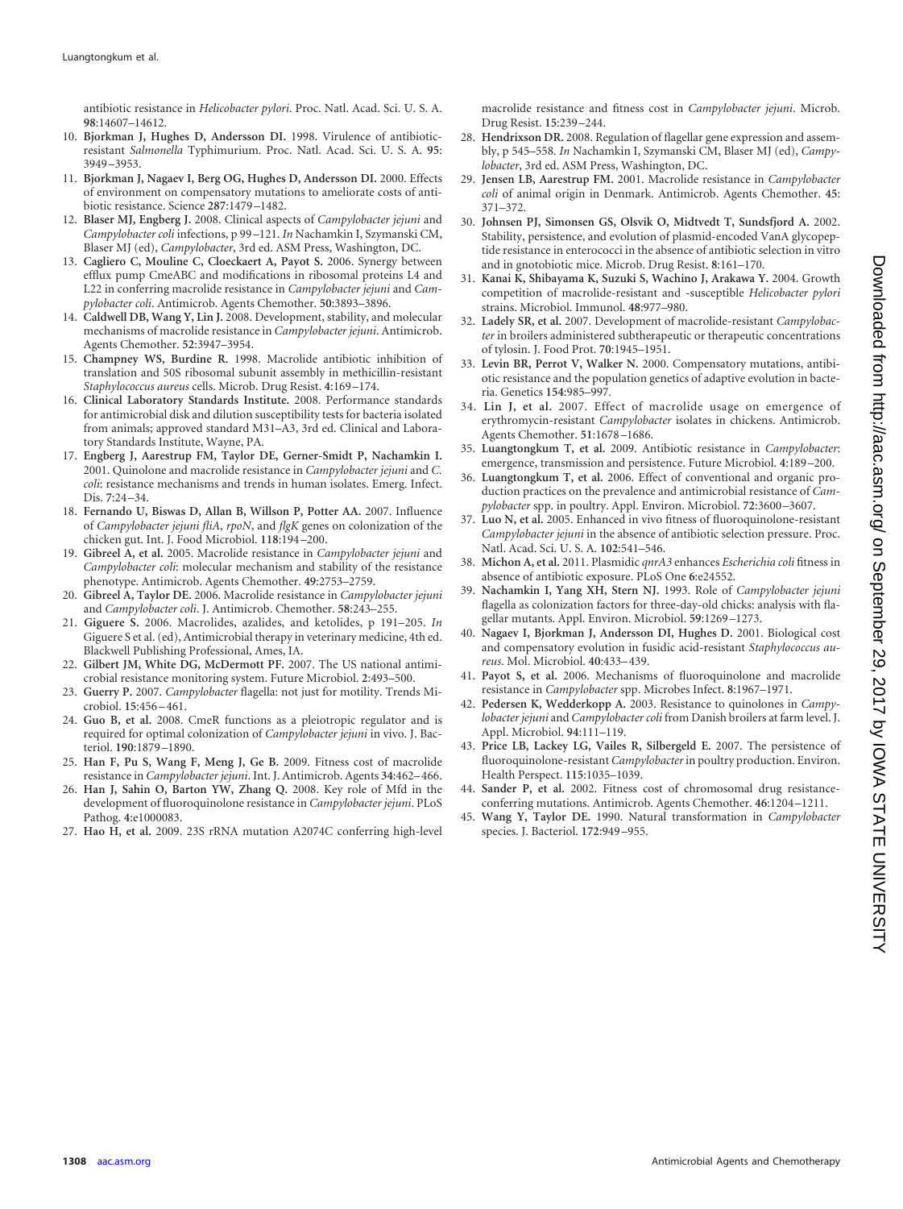antibiotic resistance in *Helicobacter pylori*. Proc. Natl. Acad. Sci. U. S. A. **98**:14607–14612.

10. **Bjorkman J, Hughes D, Andersson DI.** 1998. Virulence of antibiotic-resistant *Salmonella* Typhimurium. Proc. Natl. Acad. Sci. U. S. A. **95**: 3949–3953.
11. **Bjorkman J, Nagaev I, Berg OG, Hughes D, Andersson DI.** 2000. Effects of environment on compensatory mutations to ameliorate costs of antibiotic resistance. Science **287**:1479–1482.
12. **Blaser MJ, Engberg J.** 2008. Clinical aspects of *Campylobacter jejuni* and *Campylobacter coli* infections, p 99–121. *In* Nachamkin I, Szymanski CM, Blaser MJ (ed), *Campylobacter*, 3rd ed. ASM Press, Washington, DC.
13. **Cagliero C, Mouline C, Cloeckaert A, Payot S.** 2006. Synergy between efflux pump CmeABC and modifications in ribosomal proteins L4 and L22 in conferring macrolide resistance in *Campylobacter jejuni* and *Campylobacter coli*. Antimicrob. Agents Chemother. **50**:3893–3896.
14. **Caldwell DB, Wang Y, Lin J.** 2008. Development, stability, and molecular mechanisms of macrolide resistance in *Campylobacter jejuni*. Antimicrob. Agents Chemother. **52**:3947–3954.
15. **Champney WS, Burdine R.** 1998. Macrolide antibiotic inhibition of translation and 50S ribosomal subunit assembly in methicillin-resistant *Staphylococcus aureus* cells. Microb. Drug Resist. **4**:169–174.
16. **Clinical Laboratory Standards Institute.** 2008. Performance standards for antimicrobial disk and dilution susceptibility tests for bacteria isolated from animals; approved standard M31–A3, 3rd ed. Clinical and Laboratory Standards Institute, Wayne, PA.
17. **Engberg J, Aarestrup FM, Taylor DE, Gerner-Smidt P, Nachamkin I.** 2001. Quinolone and macrolide resistance in *Campylobacter jejuni* and *C. coli*: resistance mechanisms and trends in human isolates. Emerg. Infect. Dis. **7**:24–34.
18. **Fernando U, Biswas D, Allan B, Willson P, Potter AA.** 2007. Influence of *Campylobacter jejuni fliA*, *rpoN*, and *flgK* genes on colonization of the chicken gut. Int. J. Food Microbiol. **118**:194–200.
19. **Gibreel A, et al.** 2005. Macrolide resistance in *Campylobacter jejuni* and *Campylobacter coli*: molecular mechanism and stability of the resistance phenotype. Antimicrob. Agents Chemother. **49**:2753–2759.
20. **Gibreel A, Taylor DE.** 2006. Macrolide resistance in *Campylobacter jejuni* and *Campylobacter coli*. J. Antimicrob. Chemother. **58**:243–255.
21. **Giguere S.** 2006. Macrolides, azalides, and ketolides, p 191–205. *In* Giguere S et al. (ed), Antimicrobial therapy in veterinary medicine, 4th ed. Blackwell Publishing Professional, Ames, IA.
22. **Gilbert JM, White DG, McDermott PF.** 2007. The US national antimicrobial resistance monitoring system. Future Microbiol. **2**:493–500.
23. **Guerry P.** 2007. *Campylobacter* flagella: not just for motility. Trends Microbiol. **15**:456–461.
24. **Guo B, et al.** 2008. CmeR functions as a pleiotropic regulator and is required for optimal colonization of *Campylobacter jejuni* in vivo. J. Bacteriol. **190**:1879–1890.
25. **Han F, Pu S, Wang F, Meng J, Ge B.** 2009. Fitness cost of macrolide resistance in *Campylobacter jejuni*. Int. J. Antimicrob. Agents **34**:462–466.
26. **Han J, Sahin O, Barton YW, Zhang Q.** 2008. Key role of Mfd in the development of fluoroquinolone resistance in *Campylobacter jejuni*. PLoS Pathog. **4**:e1000083.
27. **Hao H, et al.** 2009. 23S rRNA mutation A2074C conferring high-level macrolide resistance and fitness cost in *Campylobacter jejuni*. Microb. Drug Resist. **15**:239–244.
28. **Hendrixson DR.** 2008. Regulation of flagellar gene expression and assembly, p 545–558. *In* Nachamkin I, Szymanski CM, Blaser MJ (ed), *Campylobacter*, 3rd ed. ASM Press, Washington, DC.
29. **Jensen LB, Aarestrup FM.** 2001. Macrolide resistance in *Campylobacter coli* of animal origin in Denmark. Antimicrob. Agents Chemother. **45**: 371–372.
30. **Johnsen PJ, Simonsen GS, Olsvik O, Midtvedt T, Sundsfjord A.** 2002. Stability, persistence, and evolution of plasmid-encoded VanA glycopeptide resistance in enterococci in the absence of antibiotic selection in vitro and in gnotobiotic mice. Microb. Drug Resist. **8**:161–170.
31. **Kanai K, Shibayama K, Suzuki S, Wachino J, Arakawa Y.** 2004. Growth competition of macrolide-resistant and -susceptible *Helicobacter pylori* strains. Microbiol. Immunol. **48**:977–980.
32. **Ladely SR, et al.** 2007. Development of macrolide-resistant *Campylobacter* in broilers administered subtherapeutic or therapeutic concentrations of tylosin. J. Food Prot. **70**:1945–1951.
33. **Levin BR, Perrot V, Walker N.** 2000. Compensatory mutations, antibiotic resistance and the population genetics of adaptive evolution in bacteria. Genetics **154**:985–997.
34. **Lin J, et al.** 2007. Effect of macrolide usage on emergence of erythromycin-resistant *Campylobacter* isolates in chickens. Antimicrob. Agents Chemother. **51**:1678–1686.
35. **Luangtongkum T, et al.** 2009. Antibiotic resistance in *Campylobacter*: emergence, transmission and persistence. Future Microbiol. **4**:189–200.
36. **Luangtongkum T, et al.** 2006. Effect of conventional and organic production practices on the prevalence and antimicrobial resistance of *Campylobacter* spp. in poultry. Appl. Environ. Microbiol. **72**:3600–3607.
37. **Luo N, et al.** 2005. Enhanced in vivo fitness of fluoroquinolone-resistant *Campylobacter jejuni* in the absence of antibiotic selection pressure. Proc. Natl. Acad. Sci. U. S. A. **102**:541–546.
38. **Michon A, et al.** 2011. Plasmidic *qnrA3* enhances *Escherichia coli* fitness in absence of antibiotic exposure. PLoS One **6**:e24552.
39. **Nachamkin I, Yang XH, Stern NJ.** 1993. Role of *Campylobacter jejuni* flagella as colonization factors for three-day-old chicks: analysis with flagellar mutants. Appl. Environ. Microbiol. **59**:1269–1273.
40. **Nagaev I, Bjorkman J, Andersson DI, Hughes D.** 2001. Biological cost and compensatory evolution in fusidic acid-resistant *Staphylococcus aureus*. Mol. Microbiol. **40**:433–439.
41. **Payot S, et al.** 2006. Mechanisms of fluoroquinolone and macrolide resistance in *Campylobacter* spp. Microbes Infect. **8**:1967–1971.
42. **Pedersen K, Wedderkopp A.** 2003. Resistance to quinolones in *Campylobacter jejuni* and *Campylobacter coli* from Danish broilers at farm level. J. Appl. Microbiol. **94**:111–119.
43. **Price LB, Lackey LG, Vailes R, Silbergeld E.** 2007. The persistence of fluoroquinolone-resistant *Campylobacter* in poultry production. Environ. Health Perspect. **115**:1035–1039.
44. **Sander P, et al.** 2002. Fitness cost of chromosomal drug resistance-conferring mutations. Antimicrob. Agents Chemother. **46**:1204–1211.
45. **Wang Y, Taylor DE.** 1990. Natural transformation in *Campylobacter* species. J. Bacteriol. **172**:949–955.